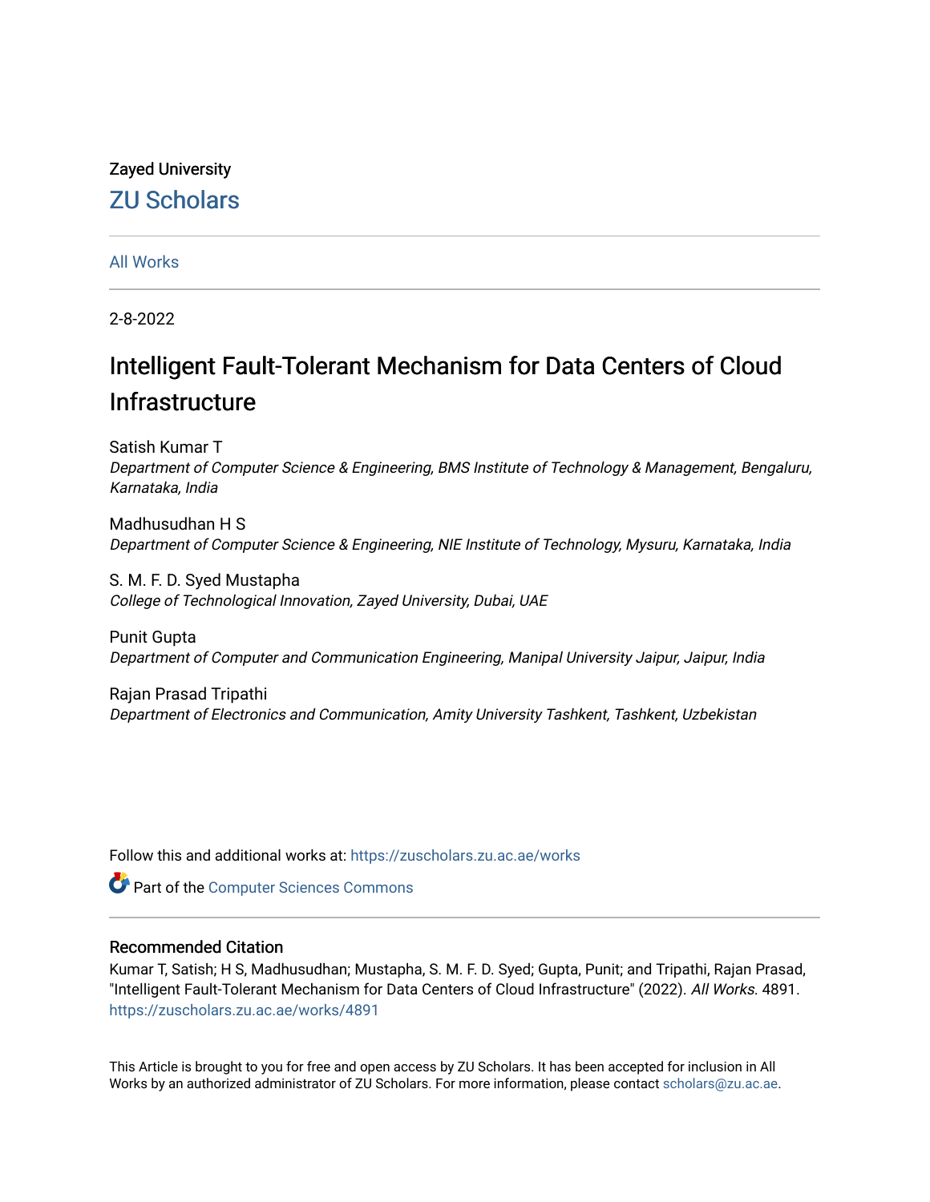Zayed University

# ZU Scholars

All Works

2-8-2022

# Intelligent Fault-Tolerant Mechanism for Data Centers of Cloud Infrastructure

Satish Kumar T
*Department of Computer Science & Engineering, BMS Institute of Technology & Management, Bengaluru, Karnataka, India*

Madhusudhan H S
*Department of Computer Science & Engineering, NIE Institute of Technology, Mysuru, Karnataka, India*

S. M. F. D. Syed Mustapha
*College of Technological Innovation, Zayed University, Dubai, UAE*

Punit Gupta
*Department of Computer and Communication Engineering, Manipal University Jaipur, Jaipur, India*

Rajan Prasad Tripathi
*Department of Electronics and Communication, Amity University Tashkent, Tashkent, Uzbekistan*

Follow this and additional works at: https://zuscholars.zu.ac.ae/works

Part of the Computer Sciences Commons

## Recommended Citation

Kumar T, Satish; H S, Madhusudhan; Mustapha, S. M. F. D. Syed; Gupta, Punit; and Tripathi, Rajan Prasad, "Intelligent Fault-Tolerant Mechanism for Data Centers of Cloud Infrastructure" (2022). *All Works*. 4891.
https://zuscholars.zu.ac.ae/works/4891

This Article is brought to you for free and open access by ZU Scholars. It has been accepted for inclusion in All Works by an authorized administrator of ZU Scholars. For more information, please contact scholars@zu.ac.ae.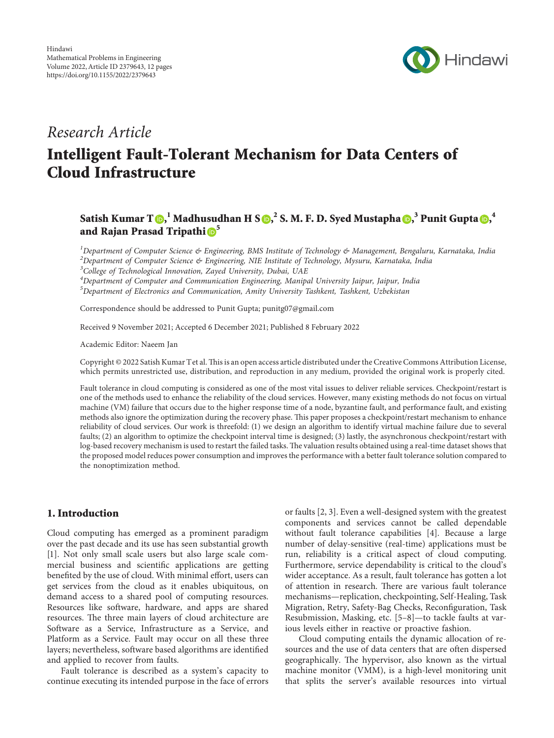# Research Article

# Intelligent Fault-Tolerant Mechanism for Data Centers of Cloud Infrastructure

**Satish Kumar T** [1] **Madhusudhan H S** [2] **S. M. F. D. Syed Mustapha** [3] **Punit Gupta** [4] **and Rajan Prasad Tripathi** [5]

[1] *Department of Computer Science & Engineering, BMS Institute of Technology & Management, Bengaluru, Karnataka, India*
[2] *Department of Computer Science & Engineering, NIE Institute of Technology, Mysuru, Karnataka, India*
[3] *College of Technological Innovation, Zayed University, Dubai, UAE*
[4] *Department of Computer and Communication Engineering, Manipal University Jaipur, Jaipur, India*
[5] *Department of Electronics and Communication, Amity University Tashkent, Tashkent, Uzbekistan*

Correspondence should be addressed to Punit Gupta; punitg07@gmail.com

Received 9 November 2021; Accepted 6 December 2021; Published 8 February 2022

Academic Editor: Naeem Jan

Copyright © 2022 Satish Kumar T et al. This is an open access article distributed under the Creative Commons Attribution License, which permits unrestricted use, distribution, and reproduction in any medium, provided the original work is properly cited.

Fault tolerance in cloud computing is considered as one of the most vital issues to deliver reliable services. Checkpoint/restart is one of the methods used to enhance the reliability of the cloud services. However, many existing methods do not focus on virtual machine (VM) failure that occurs due to the higher response time of a node, byzantine fault, and performance fault, and existing methods also ignore the optimization during the recovery phase. This paper proposes a checkpoint/restart mechanism to enhance reliability of cloud services. Our work is threefold: (1) we design an algorithm to identify virtual machine failure due to several faults; (2) an algorithm to optimize the checkpoint interval time is designed; (3) lastly, the asynchronous checkpoint/restart with log-based recovery mechanism is used to restart the failed tasks. The valuation results obtained using a real-time dataset shows that the proposed model reduces power consumption and improves the performance with a better fault tolerance solution compared to the nonoptimization method.

## 1. Introduction

Cloud computing has emerged as a prominent paradigm over the past decade and its use has seen substantial growth [1]. Not only small scale users but also large scale commercial business and scientific applications are getting benefited by the use of cloud. With minimal effort, users can get services from the cloud as it enables ubiquitous, on demand access to a shared pool of computing resources. Resources like software, hardware, and apps are shared resources. The three main layers of cloud architecture are Software as a Service, Infrastructure as a Service, and Platform as a Service. Fault may occur on all these three layers; nevertheless, software based algorithms are identified and applied to recover from faults.

Fault tolerance is described as a system's capacity to continue executing its intended purpose in the face of errors or faults [2, 3]. Even a well-designed system with the greatest components and services cannot be called dependable without fault tolerance capabilities [4]. Because a large number of delay-sensitive (real-time) applications must be run, reliability is a critical aspect of cloud computing. Furthermore, service dependability is critical to the cloud's wider acceptance. As a result, fault tolerance has gotten a lot of attention in research. There are various fault tolerance mechanisms—replication, checkpointing, Self-Healing, Task Migration, Retry, Safety-Bag Checks, Reconfiguration, Task Resubmission, Masking, etc. [5–8]—to tackle faults at various levels either in reactive or proactive fashion.

Cloud computing entails the dynamic allocation of resources and the use of data centers that are often dispersed geographically. The hypervisor, also known as the virtual machine monitor (VMM), is a high-level monitoring unit that splits the server's available resources into virtual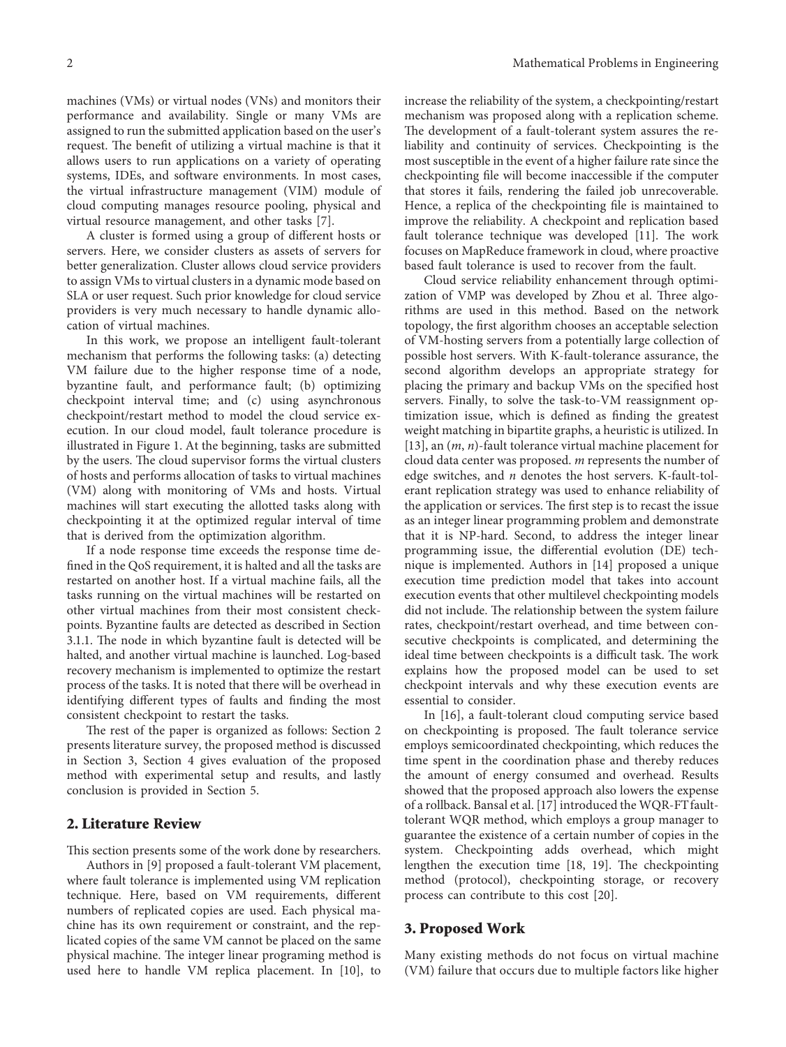machines (VMs) or virtual nodes (VNs) and monitors their performance and availability. Single or many VMs are assigned to run the submitted application based on the user's request. The benefit of utilizing a virtual machine is that it allows users to run applications on a variety of operating systems, IDEs, and software environments. In most cases, the virtual infrastructure management (VIM) module of cloud computing manages resource pooling, physical and virtual resource management, and other tasks [7].

A cluster is formed using a group of different hosts or servers. Here, we consider clusters as assets of servers for better generalization. Cluster allows cloud service providers to assign VMs to virtual clusters in a dynamic mode based on SLA or user request. Such prior knowledge for cloud service providers is very much necessary to handle dynamic allocation of virtual machines.

In this work, we propose an intelligent fault-tolerant mechanism that performs the following tasks: (a) detecting VM failure due to the higher response time of a node, byzantine fault, and performance fault; (b) optimizing checkpoint interval time; and (c) using asynchronous checkpoint/restart method to model the cloud service execution. In our cloud model, fault tolerance procedure is illustrated in Figure 1. At the beginning, tasks are submitted by the users. The cloud supervisor forms the virtual clusters of hosts and performs allocation of tasks to virtual machines (VM) along with monitoring of VMs and hosts. Virtual machines will start executing the allotted tasks along with checkpointing it at the optimized regular interval of time that is derived from the optimization algorithm.

If a node response time exceeds the response time defined in the QoS requirement, it is halted and all the tasks are restarted on another host. If a virtual machine fails, all the tasks running on the virtual machines will be restarted on other virtual machines from their most consistent checkpoints. Byzantine faults are detected as described in Section 3.1.1. The node in which byzantine fault is detected will be halted, and another virtual machine is launched. Log-based recovery mechanism is implemented to optimize the restart process of the tasks. It is noted that there will be overhead in identifying different types of faults and finding the most consistent checkpoint to restart the tasks.

The rest of the paper is organized as follows: Section 2 presents literature survey, the proposed method is discussed in Section 3, Section 4 gives evaluation of the proposed method with experimental setup and results, and lastly conclusion is provided in Section 5.

## 2. Literature Review

This section presents some of the work done by researchers.

Authors in [9] proposed a fault-tolerant VM placement, where fault tolerance is implemented using VM replication technique. Here, based on VM requirements, different numbers of replicated copies are used. Each physical machine has its own requirement or constraint, and the replicated copies of the same VM cannot be placed on the same physical machine. The integer linear programing method is used here to handle VM replica placement. In [10], to increase the reliability of the system, a checkpointing/restart mechanism was proposed along with a replication scheme. The development of a fault-tolerant system assures the reliability and continuity of services. Checkpointing is the most susceptible in the event of a higher failure rate since the checkpointing file will become inaccessible if the computer that stores it fails, rendering the failed job unrecoverable. Hence, a replica of the checkpointing file is maintained to improve the reliability. A checkpoint and replication based fault tolerance technique was developed [11]. The work focuses on MapReduce framework in cloud, where proactive based fault tolerance is used to recover from the fault.

Cloud service reliability enhancement through optimization of VMP was developed by Zhou et al. Three algorithms are used in this method. Based on the network topology, the first algorithm chooses an acceptable selection of VM-hosting servers from a potentially large collection of possible host servers. With K-fault-tolerance assurance, the second algorithm develops an appropriate strategy for placing the primary and backup VMs on the specified host servers. Finally, to solve the task-to-VM reassignment optimization issue, which is defined as finding the greatest weight matching in bipartite graphs, a heuristic is utilized. In [13], an ($m$, $n$)-fault tolerance virtual machine placement for cloud data center was proposed. $m$ represents the number of edge switches, and $n$ denotes the host servers. K-fault-tolerant replication strategy was used to enhance reliability of the application or services. The first step is to recast the issue as an integer linear programming problem and demonstrate that it is NP-hard. Second, to address the integer linear programming issue, the differential evolution (DE) technique is implemented. Authors in [14] proposed a unique execution time prediction model that takes into account execution events that other multilevel checkpointing models did not include. The relationship between the system failure rates, checkpoint/restart overhead, and time between consecutive checkpoints is complicated, and determining the ideal time between checkpoints is a difficult task. The work explains how the proposed model can be used to set checkpoint intervals and why these execution events are essential to consider.

In [16], a fault-tolerant cloud computing service based on checkpointing is proposed. The fault tolerance service employs semicoordinated checkpointing, which reduces the time spent in the coordination phase and thereby reduces the amount of energy consumed and overhead. Results showed that the proposed approach also lowers the expense of a rollback. Bansal et al. [17] introduced the WQR-FT fault-tolerant WQR method, which employs a group manager to guarantee the existence of a certain number of copies in the system. Checkpointing adds overhead, which might lengthen the execution time [18, 19]. The checkpointing method (protocol), checkpointing storage, or recovery process can contribute to this cost [20].

## 3. Proposed Work

Many existing methods do not focus on virtual machine (VM) failure that occurs due to multiple factors like higher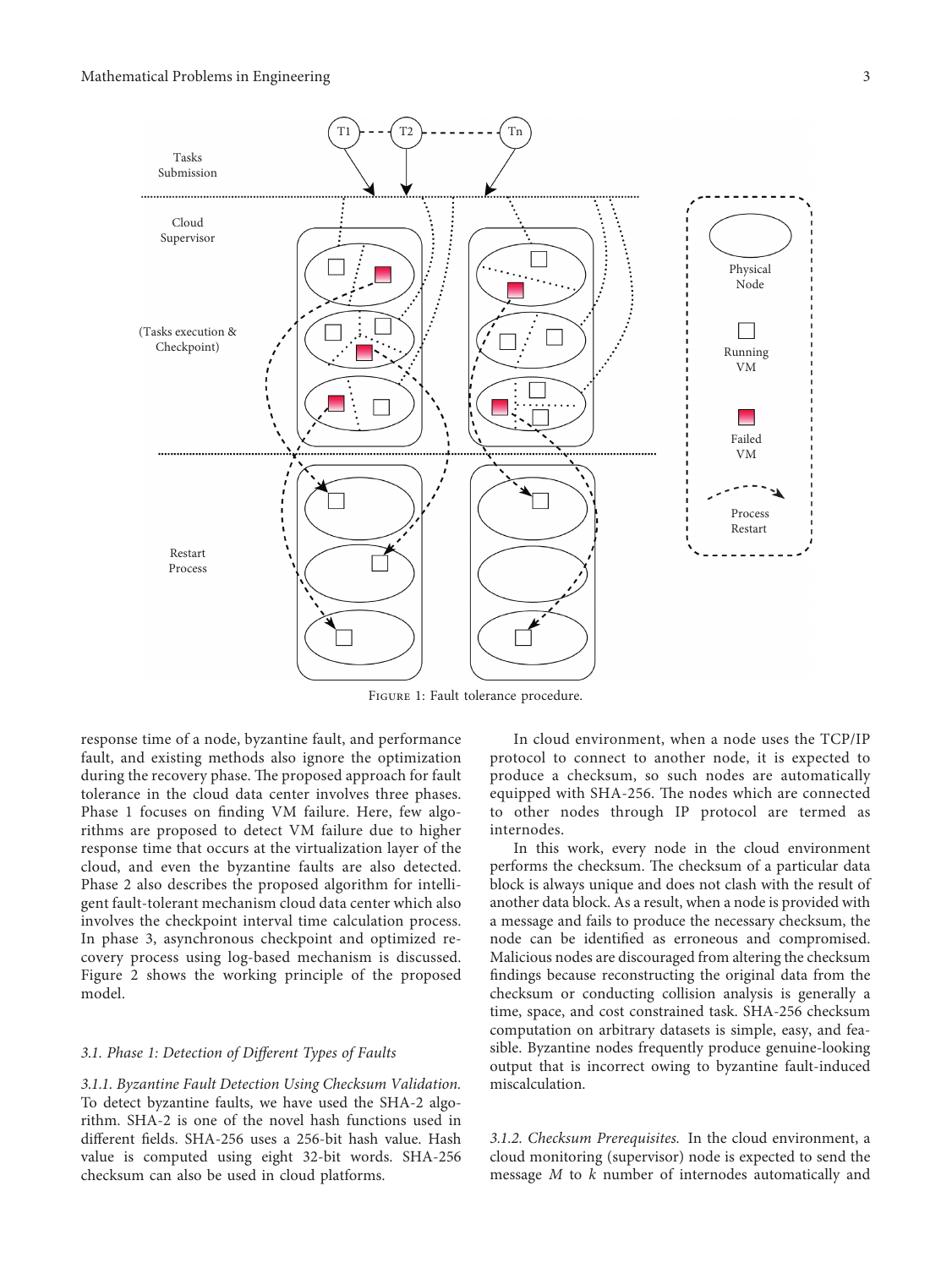Figure 1: Fault tolerance procedure.

response time of a node, byzantine fault, and performance fault, and existing methods also ignore the optimization during the recovery phase. The proposed approach for fault tolerance in the cloud data center involves three phases. Phase 1 focuses on finding VM failure. Here, few algorithms are proposed to detect VM failure due to higher response time that occurs at the virtualization layer of the cloud, and even the byzantine faults are also detected. Phase 2 also describes the proposed algorithm for intelligent fault-tolerant mechanism cloud data center which also involves the checkpoint interval time calculation process. In phase 3, asynchronous checkpoint and optimized recovery process using log-based mechanism is discussed. Figure 2 shows the working principle of the proposed model.

### *3.1. Phase 1: Detection of Different Types of Faults*

*3.1.1. Byzantine Fault Detection Using Checksum Validation.* To detect byzantine faults, we have used the SHA-2 algorithm. SHA-2 is one of the novel hash functions used in different fields. SHA-256 uses a 256-bit hash value. Hash value is computed using eight 32-bit words. SHA-256 checksum can also be used in cloud platforms.

In cloud environment, when a node uses the TCP/IP protocol to connect to another node, it is expected to produce a checksum, so such nodes are automatically equipped with SHA-256. The nodes which are connected to other nodes through IP protocol are termed as internodes.

In this work, every node in the cloud environment performs the checksum. The checksum of a particular data block is always unique and does not clash with the result of another data block. As a result, when a node is provided with a message and fails to produce the necessary checksum, the node can be identified as erroneous and compromised. Malicious nodes are discouraged from altering the checksum findings because reconstructing the original data from the checksum or conducting collision analysis is generally a time, space, and cost constrained task. SHA-256 checksum computation on arbitrary datasets is simple, easy, and feasible. Byzantine nodes frequently produce genuine-looking output that is incorrect owing to byzantine fault-induced miscalculation.

*3.1.2. Checksum Prerequisites.* In the cloud environment, a cloud monitoring (supervisor) node is expected to send the message $M$ to $k$ number of internodes automatically and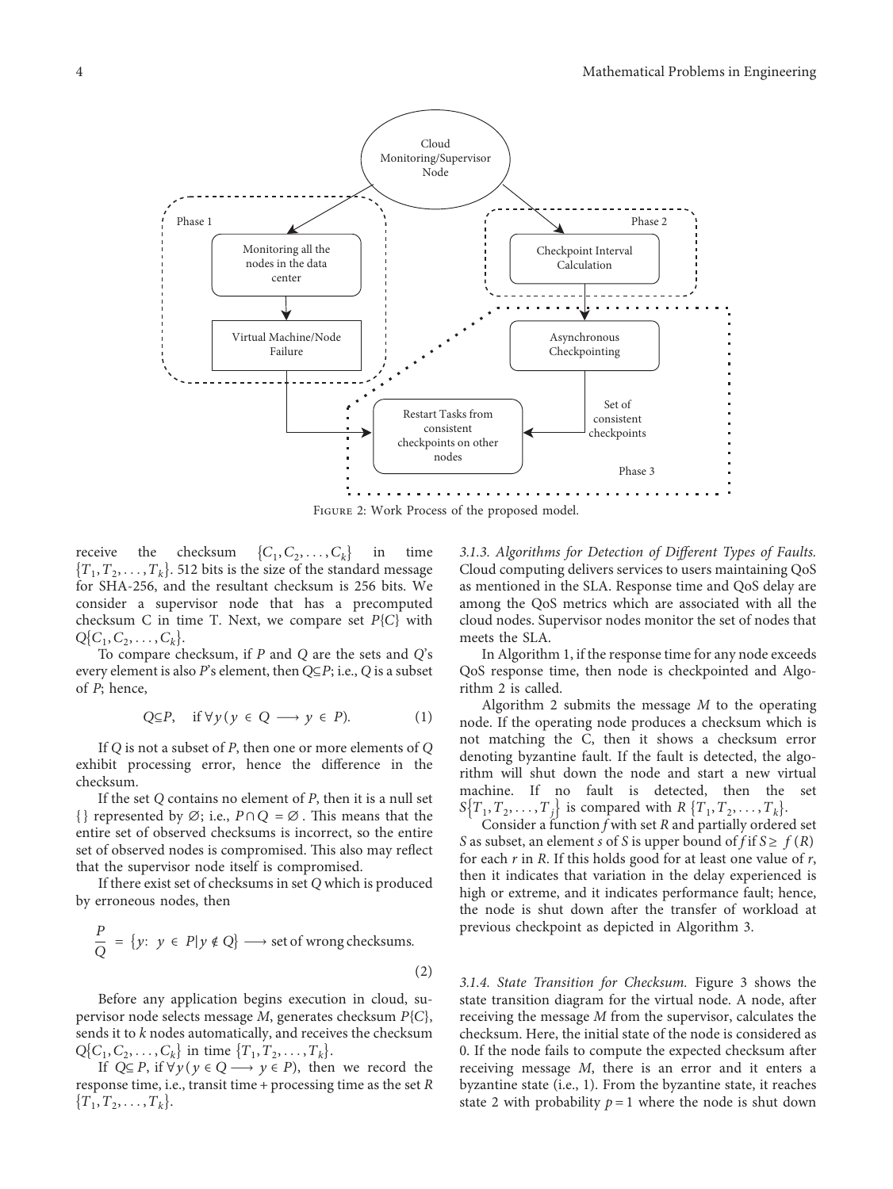Figure 2: Work Process of the proposed model.

receive the checksum $\{C_1, C_2, \ldots, C_k\}$ in time $\{T_1, T_2, \ldots, T_k\}$. 512 bits is the size of the standard message for SHA-256, and the resultant checksum is 256 bits. We consider a supervisor node that has a precomputed checksum C in time T. Next, we compare set $P\{C\}$ with $Q\{C_1, C_2, \ldots, C_k\}$.

To compare checksum, if $P$ and $Q$ are the sets and $Q$'s every element is also $P$'s element, then $Q \subseteq P$; i.e., $Q$ is a subset of $P$; hence,

$$Q \subseteq P, \quad \text{if } \forall y (y \in Q \longrightarrow y \in P). \tag{1}$$

If $Q$ is not a subset of $P$, then one or more elements of $Q$ exhibit processing error, hence the difference in the checksum.

If the set $Q$ contains no element of $P$, then it is a null set {} represented by $\varnothing$; i.e., $P \cap Q = \varnothing$. This means that the entire set of observed checksums is incorrect, so the entire set of observed nodes is compromised. This also may reflect that the supervisor node itself is compromised.

If there exist set of checksums in set $Q$ which is produced by erroneous nodes, then

$$\frac{P}{Q} = \{y\colon\ y \in P | y \notin Q\} \longrightarrow \text{set of wrong checksums.} \tag{2}$$

Before any application begins execution in cloud, supervisor node selects message $M$, generates checksum $P\{C\}$, sends it to $k$ nodes automatically, and receives the checksum $Q\{C_1, C_2, \ldots, C_k\}$ in time $\{T_1, T_2, \ldots, T_k\}$.

If $Q \subseteq P$, if $\forall y (y \in Q \longrightarrow y \in P)$, then we record the response time, i.e., transit time + processing time as the set $R$ $\{T_1, T_2, \ldots, T_k\}$.

*3.1.3. Algorithms for Detection of Different Types of Faults.* Cloud computing delivers services to users maintaining QoS as mentioned in the SLA. Response time and QoS delay are among the QoS metrics which are associated with all the cloud nodes. Supervisor nodes monitor the set of nodes that meets the SLA.

In Algorithm 1, if the response time for any node exceeds QoS response time, then node is checkpointed and Algorithm 2 is called.

Algorithm 2 submits the message $M$ to the operating node. If the operating node produces a checksum which is not matching the C, then it shows a checksum error denoting byzantine fault. If the fault is detected, the algorithm will shut down the node and start a new virtual machine. If no fault is detected, then the set $S\{T_1, T_2, \ldots, T_j\}$ is compared with $R\ \{T_1, T_2, \ldots, T_k\}$.

Consider a function $f$ with set $R$ and partially ordered set $S$ as subset, an element $s$ of $S$ is upper bound of $f$ if $S \geq f(R)$ for each $r$ in $R$. If this holds good for at least one value of $r$, then it indicates that variation in the delay experienced is high or extreme, and it indicates performance fault; hence, the node is shut down after the transfer of workload at previous checkpoint as depicted in Algorithm 3.

*3.1.4. State Transition for Checksum.* Figure 3 shows the state transition diagram for the virtual node. A node, after receiving the message $M$ from the supervisor, calculates the checksum. Here, the initial state of the node is considered as 0. If the node fails to compute the expected checksum after receiving message $M$, there is an error and it enters a byzantine state (i.e., 1). From the byzantine state, it reaches state 2 with probability $p = 1$ where the node is shut down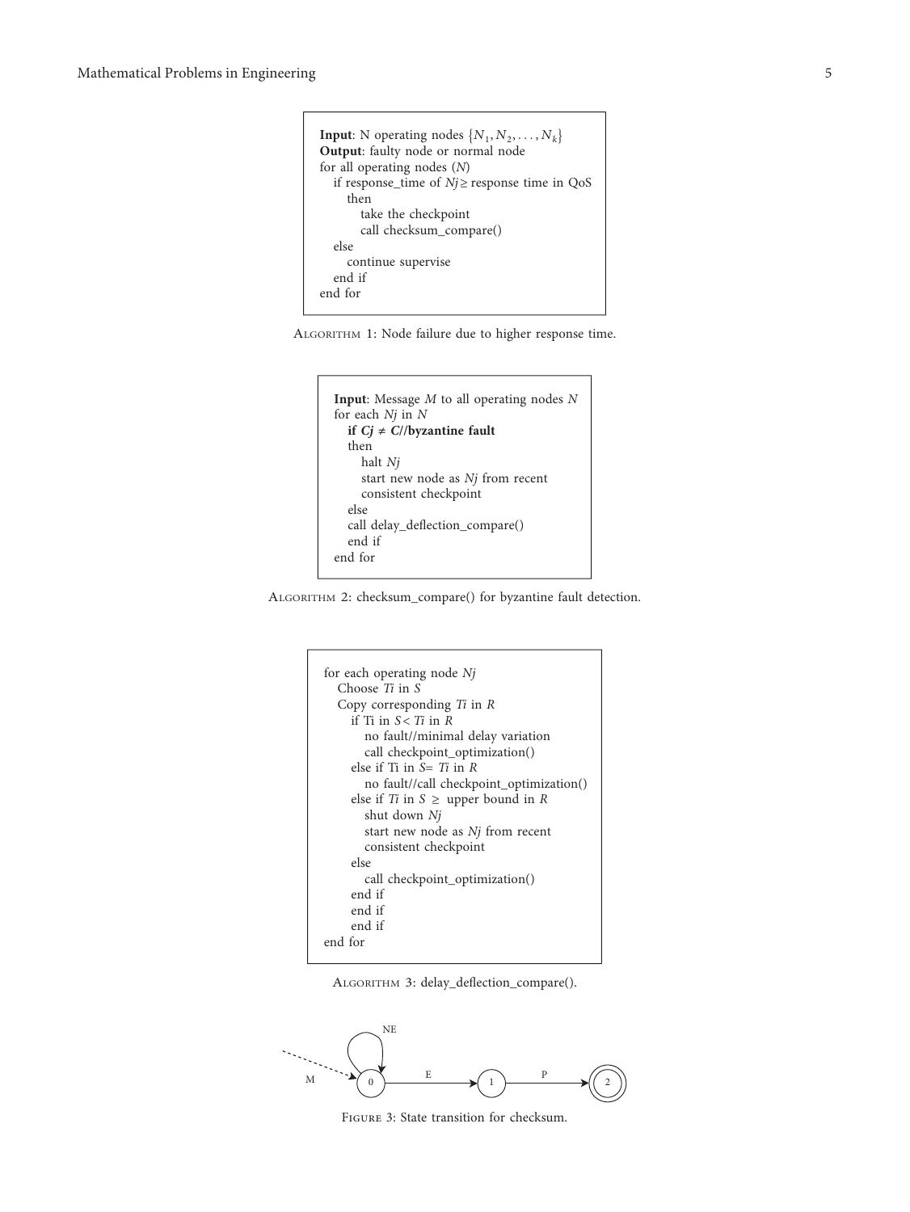```
Input: N operating nodes {N1, N2, ..., Nk}
Output: faulty node or normal node
for all operating nodes (N)
   if response_time of Nj ≥ response time in QoS
      then
         take the checkpoint
         call checksum_compare()
   else
      continue supervise
   end if
end for
```

Algorithm 1: Node failure due to higher response time.

```
Input: Message M to all operating nodes N
for each Nj in N
   if Cj ≠ C//byzantine fault
   then
      halt Nj
      start new node as Nj from recent
      consistent checkpoint
   else
   call delay_deflection_compare()
   end if
end for
```

Algorithm 2: checksum_compare() for byzantine fault detection.

```
for each operating node Nj
   Choose Ti in S
   Copy corresponding Ti in R
      if Ti in S < Ti in R
         no fault//minimal delay variation
         call checkpoint_optimization()
      else if Ti in S= Ti in R
         no fault//call checkpoint_optimization()
      else if Ti in S ≥ upper bound in R
         shut down Nj
         start new node as Nj from recent
         consistent checkpoint
      else
         call checkpoint_optimization()
      end if
      end if
      end if
end for
```

Algorithm 3: delay_deflection_compare().

Figure 3: State transition for checksum.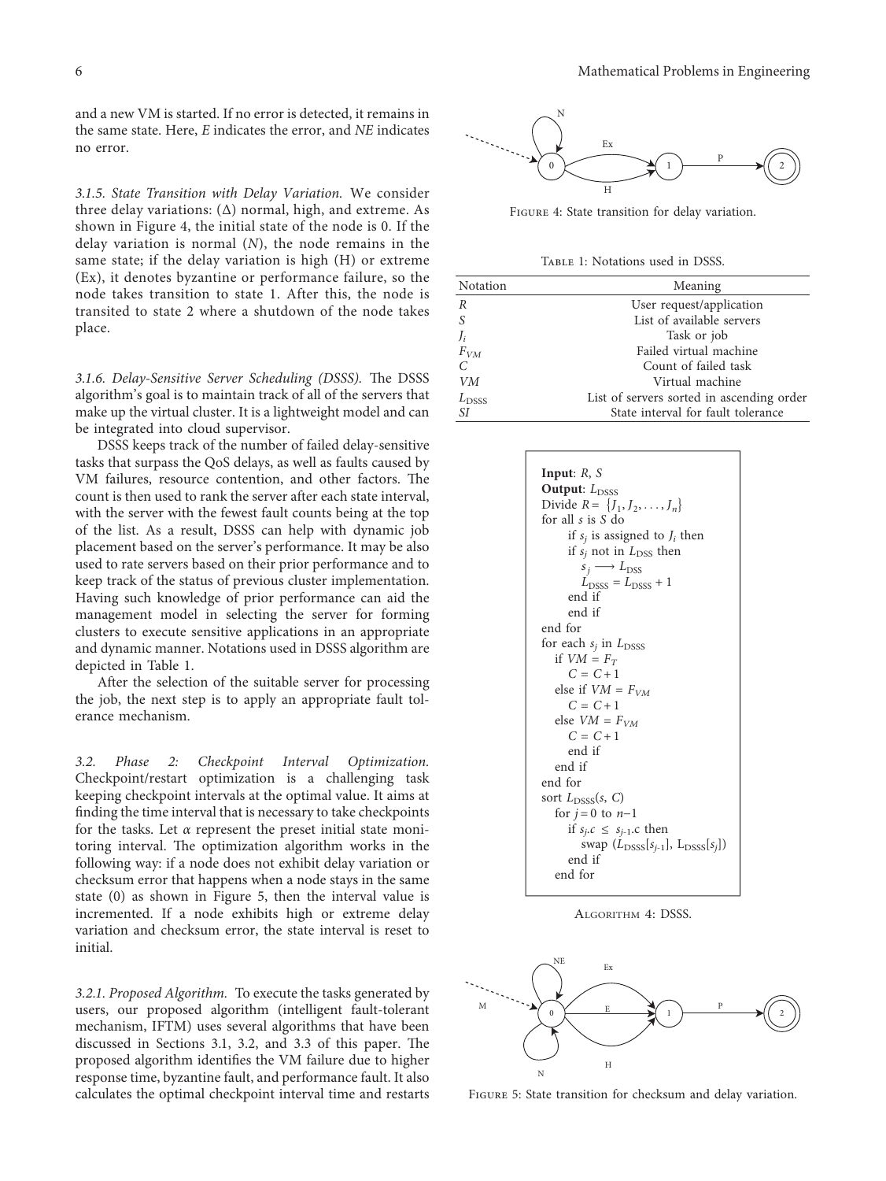and a new VM is started. If no error is detected, it remains in the same state. Here, $E$ indicates the error, and $NE$ indicates no error.

*3.1.5. State Transition with Delay Variation.* We consider three delay variations: ($\Delta$) normal, high, and extreme. As shown in Figure 4, the initial state of the node is 0. If the delay variation is normal ($N$), the node remains in the same state; if the delay variation is high (H) or extreme (Ex), it denotes byzantine or performance failure, so the node takes transition to state 1. After this, the node is transited to state 2 where a shutdown of the node takes place.

Figure 4: State transition for delay variation.

*3.1.6. Delay-Sensitive Server Scheduling (DSSS).* The DSSS algorithm's goal is to maintain track of all of the servers that make up the virtual cluster. It is a lightweight model and can be integrated into cloud supervisor.

DSSS keeps track of the number of failed delay-sensitive tasks that surpass the QoS delays, as well as faults caused by VM failures, resource contention, and other factors. The count is then used to rank the server after each state interval, with the server with the fewest fault counts being at the top of the list. As a result, DSSS can help with dynamic job placement based on the server's performance. It may be also used to rate servers based on their prior performance and to keep track of the status of previous cluster implementation. Having such knowledge of prior performance can aid the management model in selecting the server for forming clusters to execute sensitive applications in an appropriate and dynamic manner. Notations used in DSSS algorithm are depicted in Table 1.

After the selection of the suitable server for processing the job, the next step is to apply an appropriate fault tolerance mechanism.

Table 1: Notations used in DSSS.

| Notation | Meaning |
|---|---|
| $R$ | User request/application |
| $S$ | List of available servers |
| $J_i$ | Task or job |
| $F_{VM}$ | Failed virtual machine |
| $C$ | Count of failed task |
| $VM$ | Virtual machine |
| $L_{\text{DSSS}}$ | List of servers sorted in ascending order |
| $SI$ | State interval for fault tolerance |

```
Input: R, S
Output: L_DSSS
Divide R = {J_1, J_2, ..., J_n}
for all s is S do
    if s_j is assigned to J_i then
    if s_j not in L_DSS then
        s_j ⟶ L_DSS
        L_DSSS = L_DSSS + 1
    end if
    end if
end for
for each s_j in L_DSSS
  if VM = F_T
     C = C + 1
  else if VM = F_VM
     C = C + 1
  else VM = F_VM
     C = C + 1
     end if
  end if
end for
sort L_DSSS(s, C)
  for j = 0 to n−1
     if s_j.c ≤ s_{j-1}.c then
        swap (L_DSSS[s_{j-1}], L_DSSS[s_j])
     end if
  end for
```

Algorithm 4: DSSS.

*3.2. Phase 2: Checkpoint Interval Optimization.* Checkpoint/restart optimization is a challenging task keeping checkpoint intervals at the optimal value. It aims at finding the time interval that is necessary to take checkpoints for the tasks. Let $\alpha$ represent the preset initial state monitoring interval. The optimization algorithm works in the following way: if a node does not exhibit delay variation or checksum error that happens when a node stays in the same state (0) as shown in Figure 5, then the interval value is incremented. If a node exhibits high or extreme delay variation and checksum error, the state interval is reset to initial.

Figure 5: State transition for checksum and delay variation.

*3.2.1. Proposed Algorithm.* To execute the tasks generated by users, our proposed algorithm (intelligent fault-tolerant mechanism, IFTM) uses several algorithms that have been discussed in Sections 3.1, 3.2, and 3.3 of this paper. The proposed algorithm identifies the VM failure due to higher response time, byzantine fault, and performance fault. It also calculates the optimal checkpoint interval time and restarts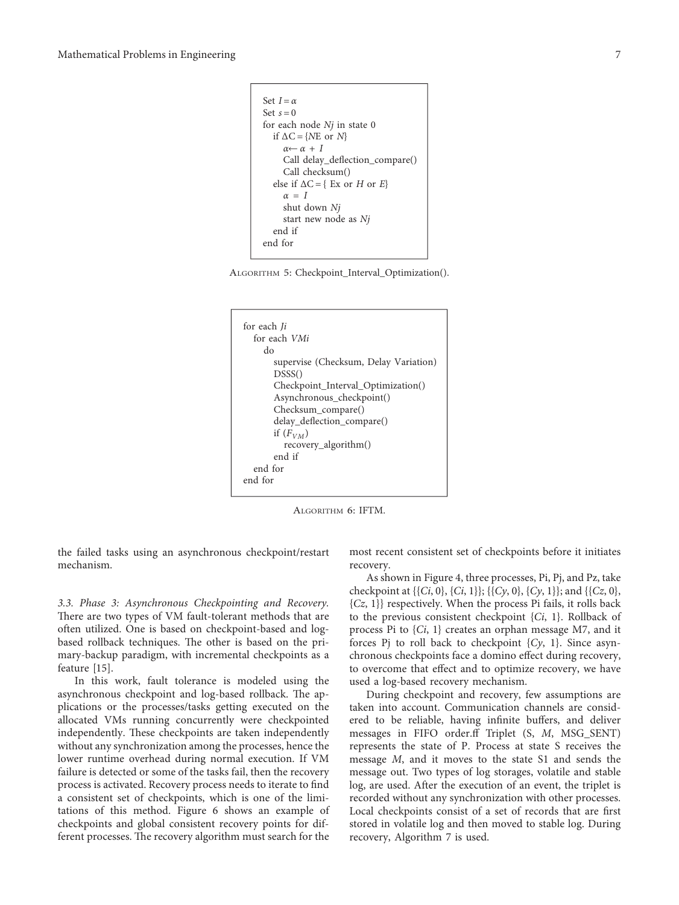```
Set I = α
Set s = 0
for each node Nj in state 0
   if ΔC = {NE or N}
      α← α + I
      Call delay_deflection_compare()
      Call checksum()
   else if ΔC = { Ex or H or E}
      α = I
      shut down Nj
      start new node as Nj
   end if
end for
```

Algorithm 5: Checkpoint_Interval_Optimization().

```
for each Ji
   for each VMi
      do
         supervise (Checksum, Delay Variation)
         DSSS()
         Checkpoint_Interval_Optimization()
         Asynchronous_checkpoint()
         Checksum_compare()
         delay_deflection_compare()
         if (F_VM)
            recovery_algorithm()
         end if
   end for
end for
```

Algorithm 6: IFTM.

the failed tasks using an asynchronous checkpoint/restart mechanism.

*3.3. Phase 3: Asynchronous Checkpointing and Recovery.* There are two types of VM fault-tolerant methods that are often utilized. One is based on checkpoint-based and log-based rollback techniques. The other is based on the primary-backup paradigm, with incremental checkpoints as a feature [15].

In this work, fault tolerance is modeled using the asynchronous checkpoint and log-based rollback. The applications or the processes/tasks getting executed on the allocated VMs running concurrently were checkpointed independently. These checkpoints are taken independently without any synchronization among the processes, hence the lower runtime overhead during normal execution. If VM failure is detected or some of the tasks fail, then the recovery process is activated. Recovery process needs to iterate to find a consistent set of checkpoints, which is one of the limitations of this method. Figure 6 shows an example of checkpoints and global consistent recovery points for different processes. The recovery algorithm must search for the most recent consistent set of checkpoints before it initiates recovery.

As shown in Figure 4, three processes, Pi, Pj, and Pz, take checkpoint at {{*Ci*, 0}, {*Ci*, 1}}; {{*Cy*, 0}, {*Cy*, 1}}; and {{*Cz*, 0}, {*Cz*, 1}} respectively. When the process Pi fails, it rolls back to the previous consistent checkpoint {*Ci*, 1}. Rollback of process Pi to {*Ci*, 1} creates an orphan message M7, and it forces Pj to roll back to checkpoint {*Cy*, 1}. Since asynchronous checkpoints face a domino effect during recovery, to overcome that effect and to optimize recovery, we have used a log-based recovery mechanism.

During checkpoint and recovery, few assumptions are taken into account. Communication channels are considered to be reliable, having infinite buffers, and deliver messages in FIFO order.ff Triplet (S, *M*, MSG_SENT) represents the state of P. Process at state S receives the message *M*, and it moves to the state S1 and sends the message out. Two types of log storages, volatile and stable log, are used. After the execution of an event, the triplet is recorded without any synchronization with other processes. Local checkpoints consist of a set of records that are first stored in volatile log and then moved to stable log. During recovery, Algorithm 7 is used.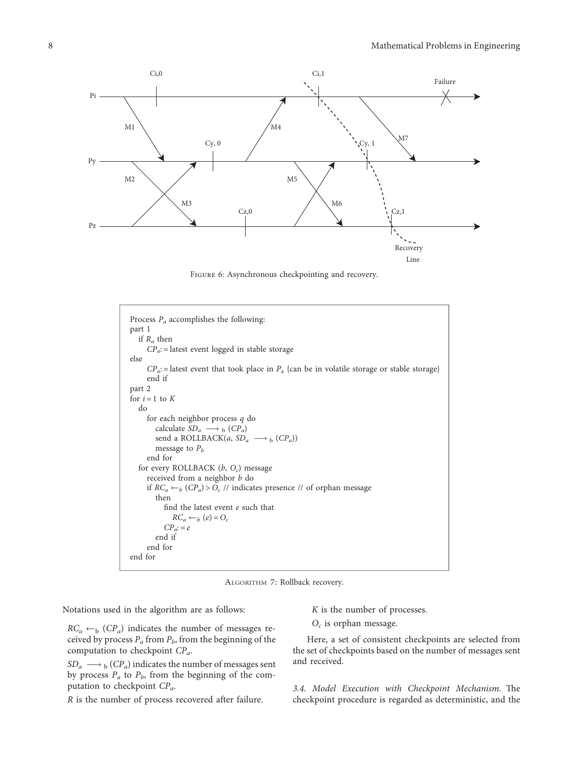Figure 6: Asynchronous checkpointing and recovery.

```
Process P_a accomplishes the following:
part 1
   if R_a then
      CP_a: = latest event logged in stable storage
else
      CP_a: = latest event that took place in P_a {can be in volatile storage or stable storage}
      end if
part 2
for i = 1 to K
   do
      for each neighbor process q do
         calculate SD_a ⟶ b (CP_a)
         send a ROLLBACK(a, SD_a ⟶ b (CP_a))
         message to P_b
      end for
   for every ROLLBACK (b, O_c) message
      received from a neighbor b do
      if RC_a ←b (CP_a) > O_c // indicates presence // of orphan message
         then
            find the latest event e such that
               RC_a ←b (e) = O_c
            CP_a: = e
         end if
      end for
end for
```

Algorithm 7: Rollback recovery.

Notations used in the algorithm are as follows:

$RC_a \leftarrow_b (CP_a)$ indicates the number of messages received by process $P_a$ from $P_b$, from the beginning of the computation to checkpoint $CP_a$.

$SD_a \longrightarrow_b (CP_a)$ indicates the number of messages sent by process $P_a$ to $P_b$, from the beginning of the computation to checkpoint $CP_a$.

$R$ is the number of process recovered after failure.

$K$ is the number of processes.

$O_c$ is orphan message.

Here, a set of consistent checkpoints are selected from the set of checkpoints based on the number of messages sent and received.

*3.4. Model Execution with Checkpoint Mechanism.* The checkpoint procedure is regarded as deterministic, and the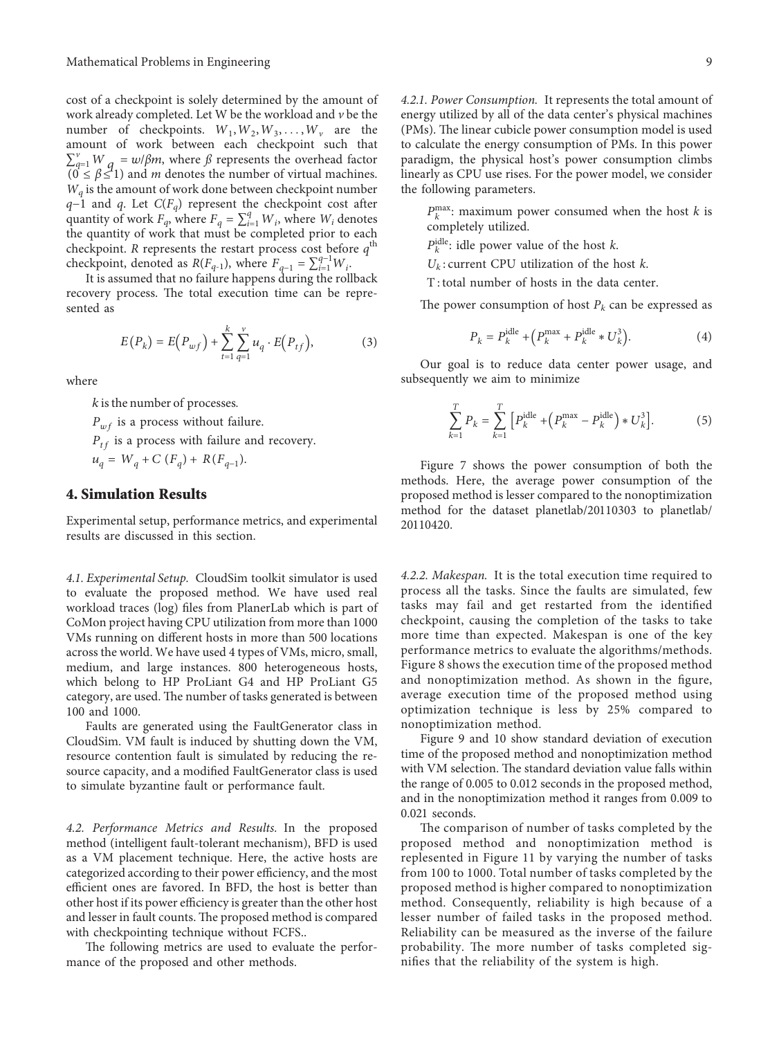cost of a checkpoint is solely determined by the amount of work already completed. Let W be the workload and $v$ be the number of checkpoints. $W_1, W_2, W_3, \ldots, W_v$ are the amount of work between each checkpoint such that $\sum_{q=1}^{v} W_q = w/\beta m$, where $\beta$ represents the overhead factor $(0 \leq \beta \leq 1)$ and $m$ denotes the number of virtual machines. $W_q$ is the amount of work done between checkpoint number $q$−1 and $q$. Let $C(F_q)$ represent the checkpoint cost after quantity of work $F_q$, where $F_q = \sum_{i=1}^{q} W_i$, where $W_i$ denotes the quantity of work that must be completed prior to each checkpoint. $R$ represents the restart process cost before $q^{\text{th}}$ checkpoint, denoted as $R(F_{q-1})$, where $F_{q-1} = \sum_{i=1}^{q-1} W_i$.

It is assumed that no failure happens during the rollback recovery process. The total execution time can be represented as

$$E(P_k) = E(P_{wf}) + \sum_{t=1}^{k} \sum_{q=1}^{v} u_q \cdot E(P_{tf}), \tag{3}$$

where

$k$ is the number of processes.

$P_{wf}$ is a process without failure.

$P_{tf}$ is a process with failure and recovery.

$u_q = W_q + C(F_q) + R(F_{q-1})$.

# 4. Simulation Results

Experimental setup, performance metrics, and experimental results are discussed in this section.

*4.1. Experimental Setup.* CloudSim toolkit simulator is used to evaluate the proposed method. We have used real workload traces (log) files from PlanerLab which is part of CoMon project having CPU utilization from more than 1000 VMs running on different hosts in more than 500 locations across the world. We have used 4 types of VMs, micro, small, medium, and large instances. 800 heterogeneous hosts, which belong to HP ProLiant G4 and HP ProLiant G5 category, are used. The number of tasks generated is between 100 and 1000.

Faults are generated using the FaultGenerator class in CloudSim. VM fault is induced by shutting down the VM, resource contention fault is simulated by reducing the resource capacity, and a modified FaultGenerator class is used to simulate byzantine fault or performance fault.

*4.2. Performance Metrics and Results.* In the proposed method (intelligent fault-tolerant mechanism), BFD is used as a VM placement technique. Here, the active hosts are categorized according to their power efficiency, and the most efficient ones are favored. In BFD, the host is better than other host if its power efficiency is greater than the other host and lesser in fault counts. The proposed method is compared with checkpointing technique without FCFS..

The following metrics are used to evaluate the performance of the proposed and other methods.

*4.2.1. Power Consumption.* It represents the total amount of energy utilized by all of the data center's physical machines (PMs). The linear cubicle power consumption model is used to calculate the energy consumption of PMs. In this power paradigm, the physical host's power consumption climbs linearly as CPU use rises. For the power model, we consider the following parameters.

$P_k^{\max}$: maximum power consumed when the host $k$ is completely utilized.

$P_k^{\text{idle}}$: idle power value of the host $k$.

$U_k$ : current CPU utilization of the host $k$.

T : total number of hosts in the data center.

The power consumption of host $P_k$ can be expressed as

$$P_k = P_k^{\text{idle}} + \left(P_k^{\max} + P_k^{\text{idle}} * U_k^3\right). \tag{4}$$

Our goal is to reduce data center power usage, and subsequently we aim to minimize

$$\sum_{k=1}^{T} P_k = \sum_{k=1}^{T} \left[P_k^{\text{idle}} + \left(P_k^{\max} - P_k^{\text{idle}}\right) * U_k^3\right]. \tag{5}$$

Figure 7 shows the power consumption of both the methods. Here, the average power consumption of the proposed method is lesser compared to the nonoptimization method for the dataset planetlab/20110303 to planetlab/20110420.

*4.2.2. Makespan.* It is the total execution time required to process all the tasks. Since the faults are simulated, few tasks may fail and get restarted from the identified checkpoint, causing the completion of the tasks to take more time than expected. Makespan is one of the key performance metrics to evaluate the algorithms/methods. Figure 8 shows the execution time of the proposed method and nonoptimization method. As shown in the figure, average execution time of the proposed method using optimization technique is less by 25% compared to nonoptimization method.

Figure 9 and 10 show standard deviation of execution time of the proposed method and nonoptimization method with VM selection. The standard deviation value falls within the range of 0.005 to 0.012 seconds in the proposed method, and in the nonoptimization method it ranges from 0.009 to 0.021 seconds.

The comparison of number of tasks completed by the proposed method and nonoptimization method is replesented in Figure 11 by varying the number of tasks from 100 to 1000. Total number of tasks completed by the proposed method is higher compared to nonoptimization method. Consequently, reliability is high because of a lesser number of failed tasks in the proposed method. Reliability can be measured as the inverse of the failure probability. The more number of tasks completed signifies that the reliability of the system is high.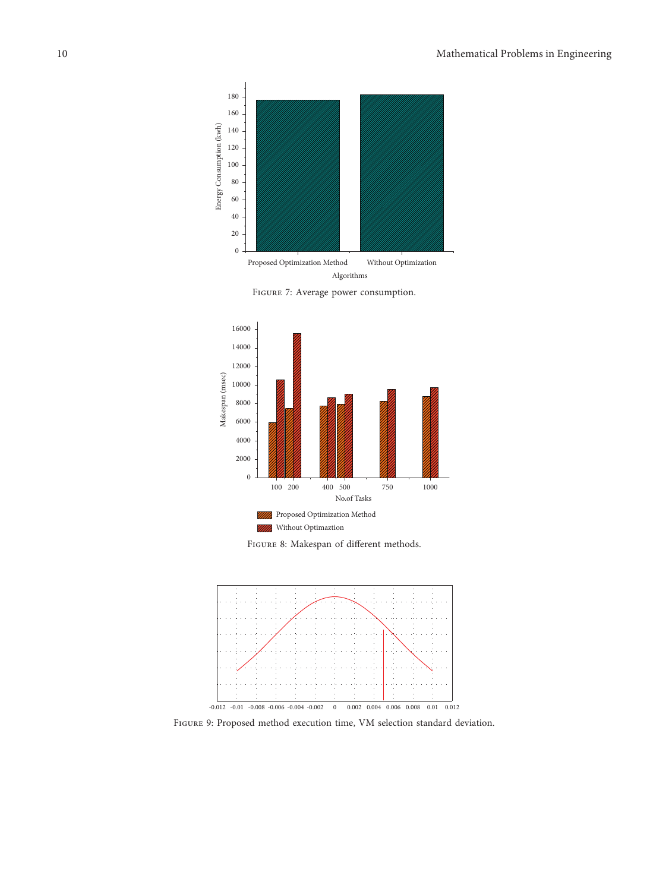Figure 7: Average power consumption.

Figure 8: Makespan of different methods.

Figure 9: Proposed method execution time, VM selection standard deviation.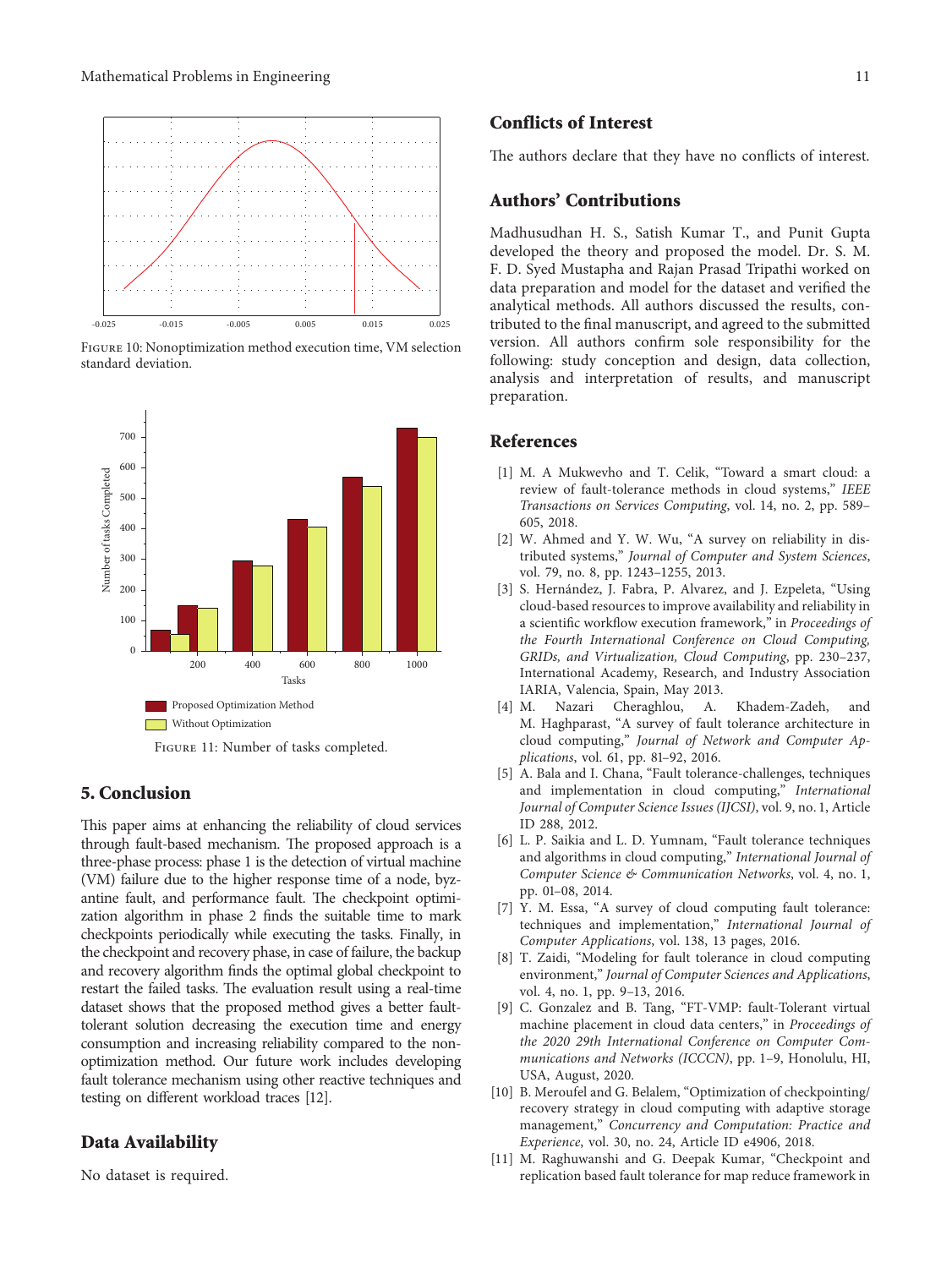Figure 10: Nonoptimization method execution time, VM selection standard deviation.

Figure 11: Number of tasks completed.

## 5. Conclusion

This paper aims at enhancing the reliability of cloud services through fault-based mechanism. The proposed approach is a three-phase process: phase 1 is the detection of virtual machine (VM) failure due to the higher response time of a node, byzantine fault, and performance fault. The checkpoint optimization algorithm in phase 2 finds the suitable time to mark checkpoints periodically while executing the tasks. Finally, in the checkpoint and recovery phase, in case of failure, the backup and recovery algorithm finds the optimal global checkpoint to restart the failed tasks. The evaluation result using a real-time dataset shows that the proposed method gives a better fault-tolerant solution decreasing the execution time and energy consumption and increasing reliability compared to the nonoptimization method. Our future work includes developing fault tolerance mechanism using other reactive techniques and testing on different workload traces [12].

## Data Availability

No dataset is required.

## Conflicts of Interest

The authors declare that they have no conflicts of interest.

## Authors' Contributions

Madhusudhan H. S., Satish Kumar T., and Punit Gupta developed the theory and proposed the model. Dr. S. M. F. D. Syed Mustapha and Rajan Prasad Tripathi worked on data preparation and model for the dataset and verified the analytical methods. All authors discussed the results, contributed to the final manuscript, and agreed to the submitted version. All authors confirm sole responsibility for the following: study conception and design, data collection, analysis and interpretation of results, and manuscript preparation.

## References

[1] M. A Mukwevho and T. Celik, "Toward a smart cloud: a review of fault-tolerance methods in cloud systems," *IEEE Transactions on Services Computing*, vol. 14, no. 2, pp. 589–605, 2018.

[2] W. Ahmed and Y. W. Wu, "A survey on reliability in distributed systems," *Journal of Computer and System Sciences*, vol. 79, no. 8, pp. 1243–1255, 2013.

[3] S. Hernández, J. Fabra, P. Alvarez, and J. Ezpeleta, "Using cloud-based resources to improve availability and reliability in a scientific workflow execution framework," in *Proceedings of the Fourth International Conference on Cloud Computing, GRIDs, and Virtualization, Cloud Computing*, pp. 230–237, International Academy, Research, and Industry Association IARIA, Valencia, Spain, May 2013.

[4] M. Nazari Cheraghlou, A. Khadem-Zadeh, and M. Haghparast, "A survey of fault tolerance architecture in cloud computing," *Journal of Network and Computer Applications*, vol. 61, pp. 81–92, 2016.

[5] A. Bala and I. Chana, "Fault tolerance-challenges, techniques and implementation in cloud computing," *International Journal of Computer Science Issues (IJCSI)*, vol. 9, no. 1, Article ID 288, 2012.

[6] L. P. Saikia and L. D. Yumnam, "Fault tolerance techniques and algorithms in cloud computing," *International Journal of Computer Science & Communication Networks*, vol. 4, no. 1, pp. 01–08, 2014.

[7] Y. M. Essa, "A survey of cloud computing fault tolerance: techniques and implementation," *International Journal of Computer Applications*, vol. 138, 13 pages, 2016.

[8] T. Zaidi, "Modeling for fault tolerance in cloud computing environment," *Journal of Computer Sciences and Applications*, vol. 4, no. 1, pp. 9–13, 2016.

[9] C. Gonzalez and B. Tang, "FT-VMP: fault-Tolerant virtual machine placement in cloud data centers," in *Proceedings of the 2020 29th International Conference on Computer Communications and Networks (ICCCN)*, pp. 1–9, Honolulu, HI, USA, August, 2020.

[10] B. Meroufel and G. Belalem, "Optimization of checkpointing/recovery strategy in cloud computing with adaptive storage management," *Concurrency and Computation: Practice and Experience*, vol. 30, no. 24, Article ID e4906, 2018.

[11] M. Raghuwanshi and G. Deepak Kumar, "Checkpoint and replication based fault tolerance for map reduce framework in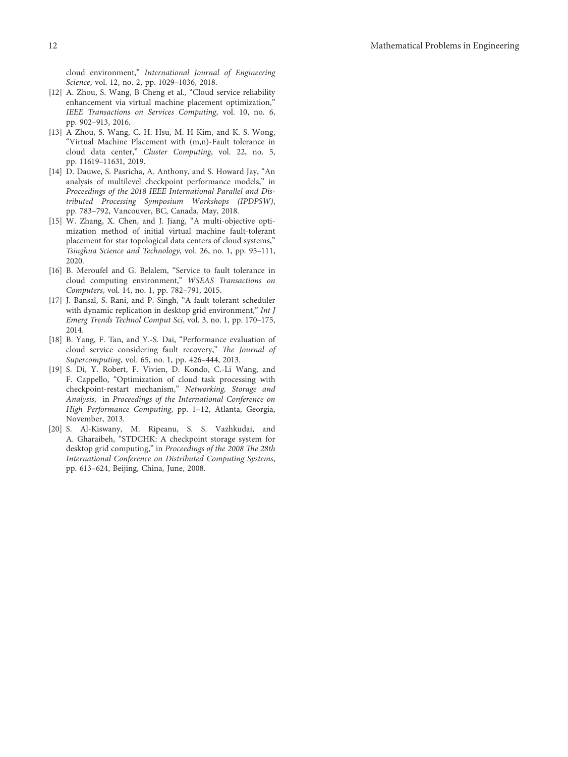cloud environment," *International Journal of Engineering Science*, vol. 12, no. 2, pp. 1029–1036, 2018.

[12] A. Zhou, S. Wang, B Cheng et al., "Cloud service reliability enhancement via virtual machine placement optimization," *IEEE Transactions on Services Computing*, vol. 10, no. 6, pp. 902–913, 2016.

[13] A Zhou, S. Wang, C. H. Hsu, M. H Kim, and K. S. Wong, "Virtual Machine Placement with (m,n)-Fault tolerance in cloud data center," *Cluster Computing*, vol. 22, no. 5, pp. 11619–11631, 2019.

[14] D. Dauwe, S. Pasricha, A. Anthony, and S. Howard Jay, "An analysis of multilevel checkpoint performance models," in *Proceedings of the 2018 IEEE International Parallel and Distributed Processing Symposium Workshops (IPDPSW)*, pp. 783–792, Vancouver, BC, Canada, May, 2018.

[15] W. Zhang, X. Chen, and J. Jiang, "A multi-objective optimization method of initial virtual machine fault-tolerant placement for star topological data centers of cloud systems," *Tsinghua Science and Technology*, vol. 26, no. 1, pp. 95–111, 2020.

[16] B. Meroufel and G. Belalem, "Service to fault tolerance in cloud computing environment," *WSEAS Transactions on Computers*, vol. 14, no. 1, pp. 782–791, 2015.

[17] J. Bansal, S. Rani, and P. Singh, "A fault tolerant scheduler with dynamic replication in desktop grid environment," *Int J Emerg Trends Technol Comput Sci*, vol. 3, no. 1, pp. 170–175, 2014.

[18] B. Yang, F. Tan, and Y.-S. Dai, "Performance evaluation of cloud service considering fault recovery," *The Journal of Supercomputing*, vol. 65, no. 1, pp. 426–444, 2013.

[19] S. Di, Y. Robert, F. Vivien, D. Kondo, C.-Li Wang, and F. Cappello, "Optimization of cloud task processing with checkpoint-restart mechanism," *Networking, Storage and Analysis*, in *Proceedings of the International Conference on High Performance Computing*, pp. 1–12, Atlanta, Georgia, November, 2013.

[20] S. Al-Kiswany, M. Ripeanu, S. S. Vazhkudai, and A. Gharaibeh, "STDCHK: A checkpoint storage system for desktop grid computing," in *Proceedings of the 2008 The 28th International Conference on Distributed Computing Systems*, pp. 613–624, Beijing, China, June, 2008.